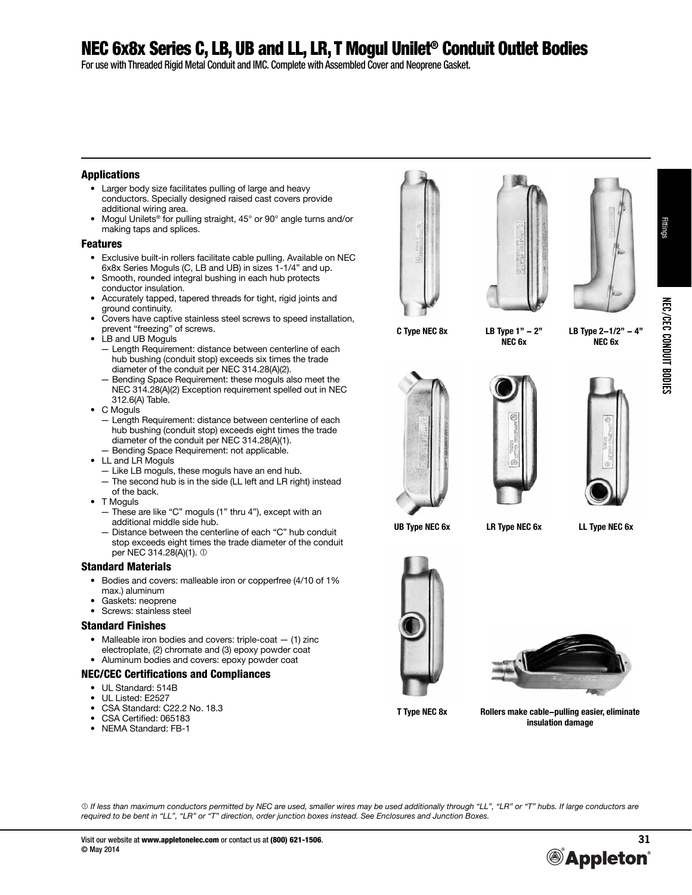# NEC 6x8x Series C, LB, UB and LL, LR, T Mogul Unilet® Conduit Outlet Bodies

For use with Threaded Rigid Metal Conduit and IMC. Complete with Assembled Cover and Neoprene Gasket.

### Applications

- Larger body size facilitates pulling of large and heavy conductors. Specially designed raised cast covers provide additional wiring area.
- Mogul Unilets® for pulling straight, 45° or 90° angle turns and/or making taps and splices.

### Features

- Exclusive built-in rollers facilitate cable pulling. Available on NEC 6x8x Series Moguls (C, LB and UB) in sizes 1-1/4" and up.
- Smooth, rounded integral bushing in each hub protects conductor insulation.
- Accurately tapped, tapered threads for tight, rigid joints and ground continuity.
- Covers have captive stainless steel screws to speed installation, prevent "freezing" of screws.
- LB and UB Moguls
  - — Length Requirement: distance between centerline of each hub bushing (conduit stop) exceeds six times the trade diameter of the conduit per NEC 314.28(A)(2).
  - — Bending Space Requirement: these moguls also meet the NEC 314.28(A)(2) Exception requirement spelled out in NEC 312.6(A) Table.
- C Moguls
  - — Length Requirement: distance between centerline of each hub bushing (conduit stop) exceeds eight times the trade diameter of the conduit per NEC 314.28(A)(1).
  - — Bending Space Requirement: not applicable.
- LL and LR Moguls
  - — Like LB moguls, these moguls have an end hub.
  - — The second hub is in the side (LL left and LR right) instead of the back.
- T Moguls
  - — These are like "C" moguls (1" thru 4"), except with an additional middle side hub.
  - — Distance between the centerline of each "C" hub conduit stop exceeds eight times the trade diameter of the conduit per NEC 314.28(A)(1). ①

### Standard Materials

- Bodies and covers: malleable iron or copperfree (4/10 of 1% max.) aluminum
- Gaskets: neoprene
- Screws: stainless steel

### Standard Finishes

- Malleable iron bodies and covers: triple-coat — (1) zinc electroplate, (2) chromate and (3) epoxy powder coat
- Aluminum bodies and covers: epoxy powder coat

### NEC/CEC Certifications and Compliances

- UL Standard: 514B
- UL Listed: E2527
- CSA Standard: C22.2 No. 18.3
- CSA Certified: 065183
- NEMA Standard: FB-1

C Type NEC 8x

LB Type 1" – 2" NEC 6x

LB Type 2–1/2" – 4" NEC 6x

UB Type NEC 6x

LR Type NEC 6x

LL Type NEC 6x

T Type NEC 8x

Rollers make cable–pulling easier, eliminate insulation damage

*① If less than maximum conductors permitted by NEC are used, smaller wires may be used additionally through "LL", "LR" or "T" hubs. If large conductors are required to be bent in "LL", "LR" or "T" direction, order junction boxes instead. See Enclosures and Junction Boxes.*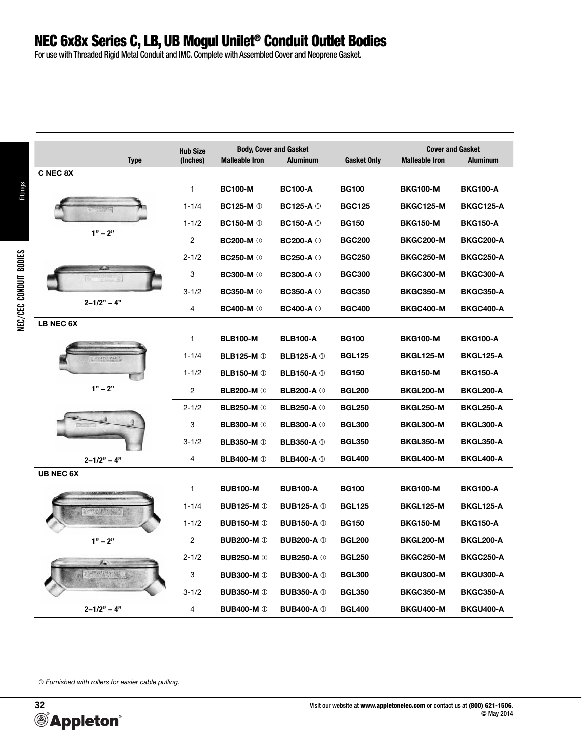# NEC 6x8x Series C, LB, UB Mogul Unilet® Conduit Outlet Bodies

For use with Threaded Rigid Metal Conduit and IMC. Complete with Assembled Cover and Neoprene Gasket.

| Type | Hub Size (Inches) | Body, Cover and Gasket | | Gasket Only | Cover and Gasket | |
|---|---|---|---|---|---|---|
| | | Malleable Iron | Aluminum | | Malleable Iron | Aluminum |
| **C NEC 8X** | | | | | | |
| 1" – 2" | 1 | **BC100-M** | **BC100-A** | **BG100** | **BKG100-M** | **BKG100-A** |
| | 1-1/4 | **BC125-M** ① | **BC125-A** ① | **BGC125** | **BKGC125-M** | **BKGC125-A** |
| | 1-1/2 | **BC150-M** ① | **BC150-A** ① | **BG150** | **BKG150-M** | **BKG150-A** |
| | 2 | **BC200-M** ① | **BC200-A** ① | **BGC200** | **BKGC200-M** | **BKGC200-A** |
| 2–1/2" – 4" | 2-1/2 | **BC250-M** ① | **BC250-A** ① | **BGC250** | **BKGC250-M** | **BKGC250-A** |
| | 3 | **BC300-M** ① | **BC300-A** ① | **BGC300** | **BKGC300-M** | **BKGC300-A** |
| | 3-1/2 | **BC350-M** ① | **BC350-A** ① | **BGC350** | **BKGC350-M** | **BKGC350-A** |
| | 4 | **BC400-M** ① | **BC400-A** ① | **BGC400** | **BKGC400-M** | **BKGC400-A** |
| **LB NEC 6X** | | | | | | |
| 1" – 2" | 1 | **BLB100-M** | **BLB100-A** | **BG100** | **BKG100-M** | **BKG100-A** |
| | 1-1/4 | **BLB125-M** ① | **BLB125-A** ① | **BGL125** | **BKGL125-M** | **BKGL125-A** |
| | 1-1/2 | **BLB150-M** ① | **BLB150-A** ① | **BG150** | **BKG150-M** | **BKG150-A** |
| | 2 | **BLB200-M** ① | **BLB200-A** ① | **BGL200** | **BKGL200-M** | **BKGL200-A** |
| 2–1/2" – 4" | 2-1/2 | **BLB250-M** ① | **BLB250-A** ① | **BGL250** | **BKGL250-M** | **BKGL250-A** |
| | 3 | **BLB300-M** ① | **BLB300-A** ① | **BGL300** | **BKGL300-M** | **BKGL300-A** |
| | 3-1/2 | **BLB350-M** ① | **BLB350-A** ① | **BGL350** | **BKGL350-M** | **BKGL350-A** |
| | 4 | **BLB400-M** ① | **BLB400-A** ① | **BGL400** | **BKGL400-M** | **BKGL400-A** |
| **UB NEC 6X** | | | | | | |
| 1" – 2" | 1 | **BUB100-M** | **BUB100-A** | **BG100** | **BKG100-M** | **BKG100-A** |
| | 1-1/4 | **BUB125-M** ① | **BUB125-A** ① | **BGL125** | **BKGL125-M** | **BKGL125-A** |
| | 1-1/2 | **BUB150-M** ① | **BUB150-A** ① | **BG150** | **BKG150-M** | **BKG150-A** |
| | 2 | **BUB200-M** ① | **BUB200-A** ① | **BGL200** | **BKGL200-M** | **BKGL200-A** |
| 2–1/2" – 4" | 2-1/2 | **BUB250-M** ① | **BUB250-A** ① | **BGL250** | **BKGC250-M** | **BKGC250-A** |
| | 3 | **BUB300-M** ① | **BUB300-A** ① | **BGL300** | **BKGU300-M** | **BKGU300-A** |
| | 3-1/2 | **BUB350-M** ① | **BUB350-A** ① | **BGL350** | **BKGC350-M** | **BKGC350-A** |
| | 4 | **BUB400-M** ① | **BUB400-A** ① | **BGL400** | **BKGU400-M** | **BKGU400-A** |

① *Furnished with rollers for easier cable pulling.*

Visit our website at **www.appletonelec.com** or contact us at **(800) 621-1506**.
© May 2014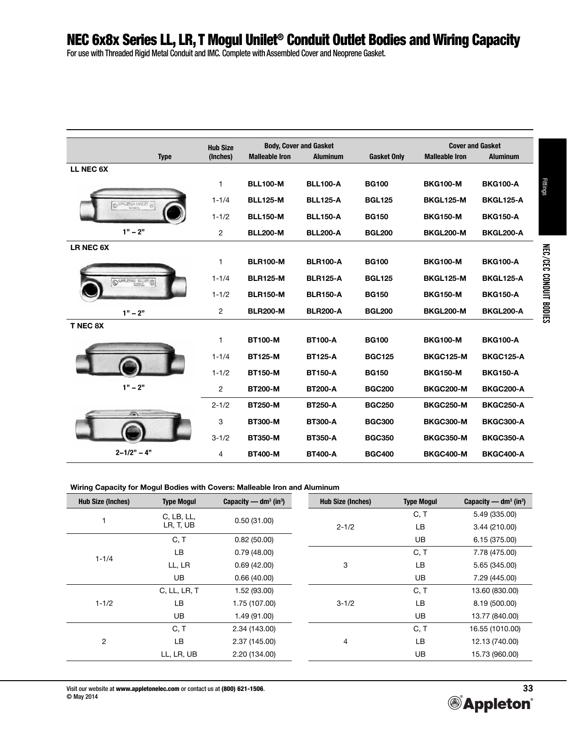# NEC 6x8x Series LL, LR, T Mogul Unilet® Conduit Outlet Bodies and Wiring Capacity

For use with Threaded Rigid Metal Conduit and IMC. Complete with Assembled Cover and Neoprene Gasket.

| Type | Hub Size (Inches) | Body, Cover and Gasket | | Gasket Only | Cover and Gasket | |
|---|---|---|---|---|---|---|
| | | Malleable Iron | Aluminum | | Malleable Iron | Aluminum |
| **LL NEC 6X** | | | | | | |
| 1" – 2" | 1 | **BLL100-M** | **BLL100-A** | **BG100** | **BKG100-M** | **BKG100-A** |
| | 1-1/4 | **BLL125-M** | **BLL125-A** | **BGL125** | **BKGL125-M** | **BKGL125-A** |
| | 1-1/2 | **BLL150-M** | **BLL150-A** | **BG150** | **BKG150-M** | **BKG150-A** |
| | 2 | **BLL200-M** | **BLL200-A** | **BGL200** | **BKGL200-M** | **BKGL200-A** |
| **LR NEC 6X** | | | | | | |
| 1" – 2" | 1 | **BLR100-M** | **BLR100-A** | **BG100** | **BKG100-M** | **BKG100-A** |
| | 1-1/4 | **BLR125-M** | **BLR125-A** | **BGL125** | **BKGL125-M** | **BKGL125-A** |
| | 1-1/2 | **BLR150-M** | **BLR150-A** | **BG150** | **BKG150-M** | **BKG150-A** |
| | 2 | **BLR200-M** | **BLR200-A** | **BGL200** | **BKGL200-M** | **BKGL200-A** |
| **T NEC 8X** | | | | | | |
| 1" – 2" | 1 | **BT100-M** | **BT100-A** | **BG100** | **BKG100-M** | **BKG100-A** |
| | 1-1/4 | **BT125-M** | **BT125-A** | **BGC125** | **BKGC125-M** | **BKGC125-A** |
| | 1-1/2 | **BT150-M** | **BT150-A** | **BG150** | **BKG150-M** | **BKG150-A** |
| | 2 | **BT200-M** | **BT200-A** | **BGC200** | **BKGC200-M** | **BKGC200-A** |
| 2–1/2" – 4" | 2-1/2 | **BT250-M** | **BT250-A** | **BGC250** | **BKGC250-M** | **BKGC250-A** |
| | 3 | **BT300-M** | **BT300-A** | **BGC300** | **BKGC300-M** | **BKGC300-A** |
| | 3-1/2 | **BT350-M** | **BT350-A** | **BGC350** | **BKGC350-M** | **BKGC350-A** |
| | 4 | **BT400-M** | **BT400-A** | **BGC400** | **BKGC400-M** | **BKGC400-A** |

**Wiring Capacity for Mogul Bodies with Covers: Malleable Iron and Aluminum**

| Hub Size (Inches) | Type Mogul | Capacity — $dm^3$ ($in^3$) |
|---|---|---|
| 1 | C, LB, LL, LR, T, UB | 0.50 (31.00) |
| 1-1/4 | C, T | 0.82 (50.00) |
| | LB | 0.79 (48.00) |
| | LL, LR | 0.69 (42.00) |
| | UB | 0.66 (40.00) |
| 1-1/2 | C, LL, LR, T | 1.52 (93.00) |
| | LB | 1.75 (107.00) |
| | UB | 1.49 (91.00) |
| 2 | C, T | 2.34 (143.00) |
| | LB | 2.37 (145.00) |
| | LL, LR, UB | 2.20 (134.00) |
| 2-1/2 | C, T | 5.49 (335.00) |
| | LB | 3.44 (210.00) |
| | UB | 6.15 (375.00) |
| 3 | C, T | 7.78 (475.00) |
| | LB | 5.65 (345.00) |
| | UB | 7.29 (445.00) |
| 3-1/2 | C, T | 13.60 (830.00) |
| | LB | 8.19 (500.00) |
| | UB | 13.77 (840.00) |
| 4 | C, T | 16.55 (1010.00) |
| | LB | 12.13 (740.00) |
| | UB | 15.73 (960.00) |

Visit our website at **www.appletonelec.com** or contact us at **(800) 621-1506**.
© May 2014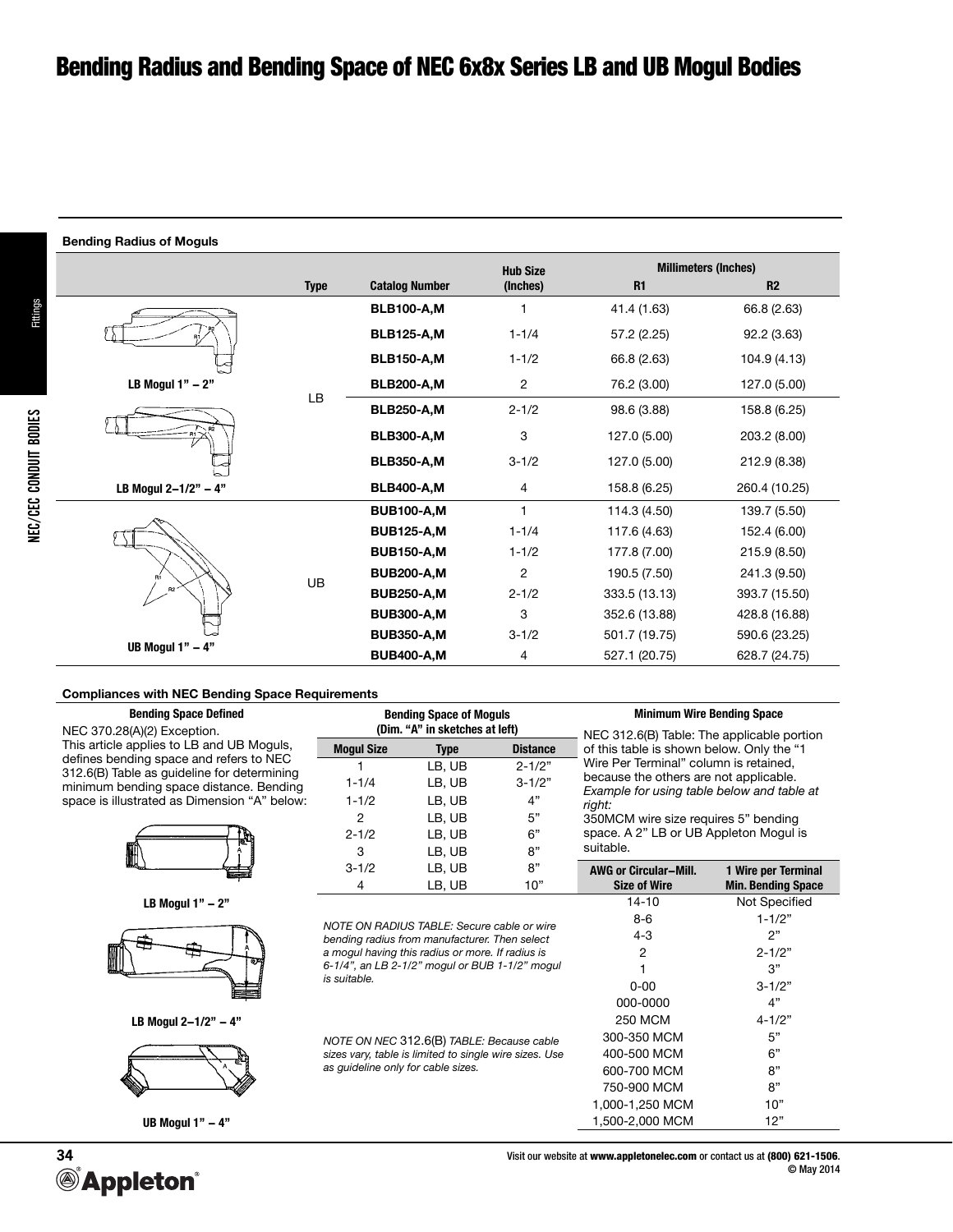# Bending Radius and Bending Space of NEC 6x8x Series LB and UB Mogul Bodies

### Bending Radius of Moguls

| | Type | Catalog Number | Hub Size (Inches) | Millimeters (Inches) R1 | Millimeters (Inches) R2 |
|---|---|---|---|---|---|
| LB Mogul 1" – 2" | LB | **BLB100-A,M** | 1 | 41.4 (1.63) | 66.8 (2.63) |
| | | **BLB125-A,M** | 1-1/4 | 57.2 (2.25) | 92.2 (3.63) |
| | | **BLB150-A,M** | 1-1/2 | 66.8 (2.63) | 104.9 (4.13) |
| | | **BLB200-A,M** | 2 | 76.2 (3.00) | 127.0 (5.00) |
| LB Mogul 2–1/2" – 4" | | **BLB250-A,M** | 2-1/2 | 98.6 (3.88) | 158.8 (6.25) |
| | | **BLB300-A,M** | 3 | 127.0 (5.00) | 203.2 (8.00) |
| | | **BLB350-A,M** | 3-1/2 | 127.0 (5.00) | 212.9 (8.38) |
| | | **BLB400-A,M** | 4 | 158.8 (6.25) | 260.4 (10.25) |
| UB Mogul 1" – 4" | UB | **BUB100-A,M** | 1 | 114.3 (4.50) | 139.7 (5.50) |
| | | **BUB125-A,M** | 1-1/4 | 117.6 (4.63) | 152.4 (6.00) |
| | | **BUB150-A,M** | 1-1/2 | 177.8 (7.00) | 215.9 (8.50) |
| | | **BUB200-A,M** | 2 | 190.5 (7.50) | 241.3 (9.50) |
| | | **BUB250-A,M** | 2-1/2 | 333.5 (13.13) | 393.7 (15.50) |
| | | **BUB300-A,M** | 3 | 352.6 (13.88) | 428.8 (16.88) |
| | | **BUB350-A,M** | 3-1/2 | 501.7 (19.75) | 590.6 (23.25) |
| | | **BUB400-A,M** | 4 | 527.1 (20.75) | 628.7 (24.75) |

### Compliances with NEC Bending Space Requirements

**Bending Space Defined**

NEC 370.28(A)(2) Exception.
This article applies to LB and UB Moguls, defines bending space and refers to NEC 312.6(B) Table as guideline for determining minimum bending space distance. Bending space is illustrated as Dimension "A" below:

**LB Mogul 1" – 2"**

**LB Mogul 2–1/2" – 4"**

**UB Mogul 1" – 4"**

**Bending Space of Moguls (Dim. "A" in sketches at left)**

| Mogul Size | Type | Distance |
|---|---|---|
| 1 | LB, UB | 2-1/2" |
| 1-1/4 | LB, UB | 3-1/2" |
| 1-1/2 | LB, UB | 4" |
| 2 | LB, UB | 5" |
| 2-1/2 | LB, UB | 6" |
| 3 | LB, UB | 8" |
| 3-1/2 | LB, UB | 8" |
| 4 | LB, UB | 10" |

*NOTE ON RADIUS TABLE: Secure cable or wire bending radius from manufacturer. Then select a mogul having this radius or more. If radius is 6-1/4", an LB 2-1/2" mogul or BUB 1-1/2" mogul is suitable.*

*NOTE ON NEC* 312.6(B) *TABLE: Because cable sizes vary, table is limited to single wire sizes. Use as guideline only for cable sizes.*

**Minimum Wire Bending Space**

NEC 312.6(B) Table: The applicable portion of this table is shown below. Only the "1 Wire Per Terminal" column is retained, because the others are not applicable.
*Example for using table below and table at right:*
350MCM wire size requires 5" bending space. A 2" LB or UB Appleton Mogul is suitable.

| AWG or Circular–Mill. Size of Wire | 1 Wire per Terminal Min. Bending Space |
|---|---|
| 14-10 | Not Specified |
| 8-6 | 1-1/2" |
| 4-3 | 2" |
| 2 | 2-1/2" |
| 1 | 3" |
| 0-00 | 3-1/2" |
| 000-0000 | 4" |
| 250 MCM | 4-1/2" |
| 300-350 MCM | 5" |
| 400-500 MCM | 6" |
| 600-700 MCM | 8" |
| 750-900 MCM | 8" |
| 1,000-1,250 MCM | 10" |
| 1,500-2,000 MCM | 12" |

Visit our website at **www.appletonelec.com** or contact us at **(800) 621-1506**.
© May 2014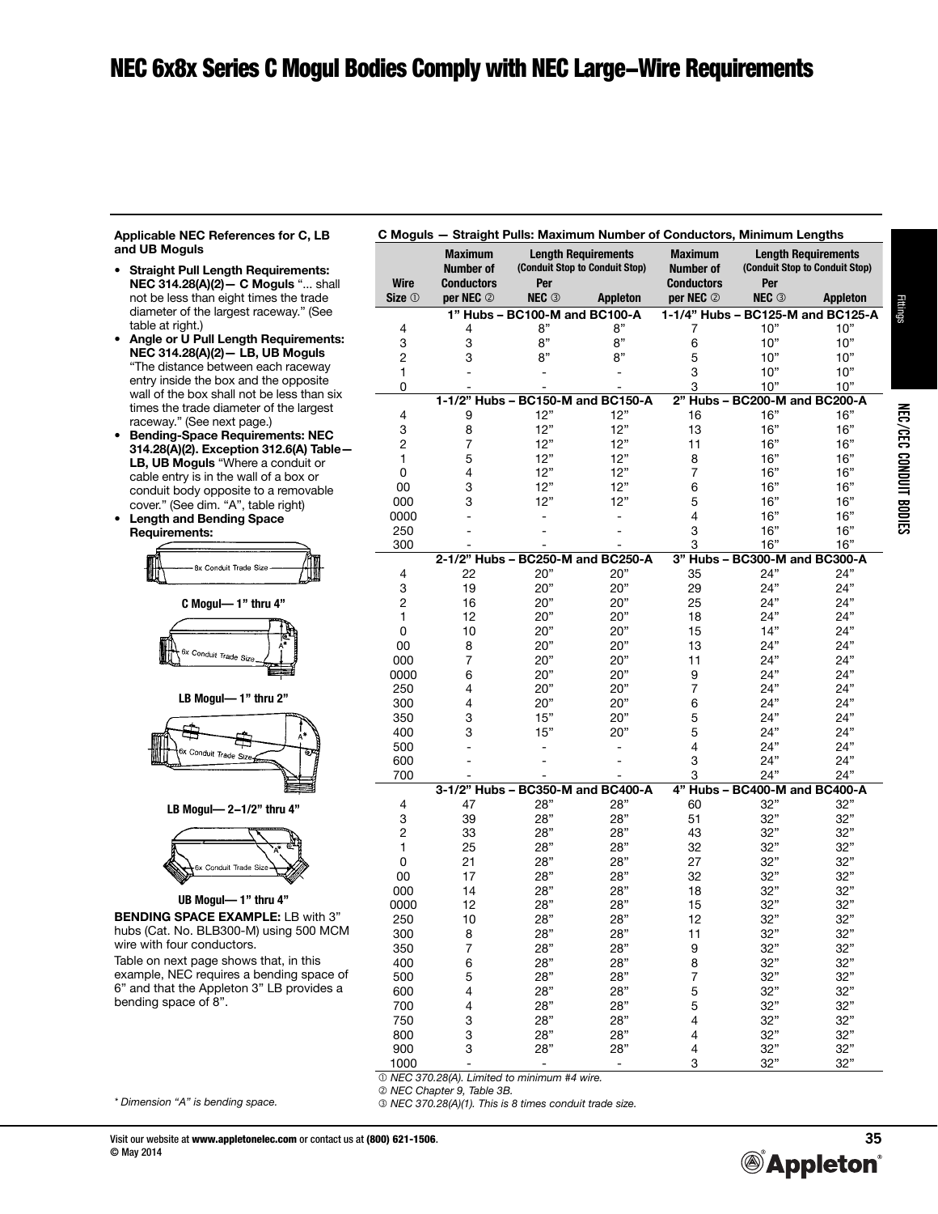# NEC 6x8x Series C Mogul Bodies Comply with NEC Large–Wire Requirements

**Applicable NEC References for C, LB and UB Moguls**

- **Straight Pull Length Requirements: NEC 314.28(A)(2)— C Moguls** "... shall not be less than eight times the trade diameter of the largest raceway." (See table at right.)
- **Angle or U Pull Length Requirements: NEC 314.28(A)(2)— LB, UB Moguls** "The distance between each raceway entry inside the box and the opposite wall of the box shall not be less than six times the trade diameter of the largest raceway." (See next page.)
- **Bending-Space Requirements: NEC 314.28(A)(2). Exception 312.6(A) Table— LB, UB Moguls** "Where a conduit or cable entry is in the wall of a box or conduit body opposite to a removable cover." (See dim. "A", table right)
- **Length and Bending Space Requirements:**

8x Conduit Trade Size

**C Mogul— 1" thru 4"**

6x Conduit Trade Size

**LB Mogul— 1" thru 2"**

6x Conduit Trade Size

**LB Mogul— 2–1/2" thru 4"**

6x Conduit Trade Size

**UB Mogul— 1" thru 4"**

**BENDING SPACE EXAMPLE:** LB with 3" hubs (Cat. No. BLB300-M) using 500 MCM wire with four conductors.

Table on next page shows that, in this example, NEC requires a bending space of 6" and that the Appleton 3" LB provides a bending space of 8".

*\* Dimension "A" is bending space.*

**C Moguls — Straight Pulls: Maximum Number of Conductors, Minimum Lengths**

| Wire Size ① | Maximum Number of Conductors per NEC ② | Length Requirements (Conduit Stop to Conduit Stop) Per NEC ③ | Appleton | Maximum Number of Conductors per NEC ② | Length Requirements (Conduit Stop to Conduit Stop) Per NEC ③ | Appleton |
|---|---|---|---|---|---|---|
| | **1" Hubs – BC100-M and BC100-A** | | | **1-1/4" Hubs – BC125-M and BC125-A** | | |
| 4 | 4 | 8" | 8" | 7 | 10" | 10" |
| 3 | 3 | 8" | 8" | 6 | 10" | 10" |
| 2 | 3 | 8" | 8" | 5 | 10" | 10" |
| 1 | - | - | - | 3 | 10" | 10" |
| 0 | - | - | - | 3 | 10" | 10" |
| | **1-1/2" Hubs – BC150-M and BC150-A** | | | **2" Hubs – BC200-M and BC200-A** | | |
| 4 | 9 | 12" | 12" | 16 | 16" | 16" |
| 3 | 8 | 12" | 12" | 13 | 16" | 16" |
| 2 | 7 | 12" | 12" | 11 | 16" | 16" |
| 1 | 5 | 12" | 12" | 8 | 16" | 16" |
| 0 | 4 | 12" | 12" | 7 | 16" | 16" |
| 00 | 3 | 12" | 12" | 6 | 16" | 16" |
| 000 | 3 | 12" | 12" | 5 | 16" | 16" |
| 0000 | - | - | - | 4 | 16" | 16" |
| 250 | - | - | - | 3 | 16" | 16" |
| 300 | - | - | - | 3 | 16" | 16" |
| | **2-1/2" Hubs – BC250-M and BC250-A** | | | **3" Hubs – BC300-M and BC300-A** | | |
| 4 | 22 | 20" | 20" | 35 | 24" | 24" |
| 3 | 19 | 20" | 20" | 29 | 24" | 24" |
| 2 | 16 | 20" | 20" | 25 | 24" | 24" |
| 1 | 12 | 20" | 20" | 18 | 24" | 24" |
| 0 | 10 | 20" | 20" | 15 | 14" | 24" |
| 00 | 8 | 20" | 20" | 13 | 24" | 24" |
| 000 | 7 | 20" | 20" | 11 | 24" | 24" |
| 0000 | 6 | 20" | 20" | 9 | 24" | 24" |
| 250 | 4 | 20" | 20" | 7 | 24" | 24" |
| 300 | 4 | 20" | 20" | 6 | 24" | 24" |
| 350 | 3 | 15" | 20" | 5 | 24" | 24" |
| 400 | 3 | 15" | 20" | 5 | 24" | 24" |
| 500 | - | - | - | 4 | 24" | 24" |
| 600 | - | - | - | 3 | 24" | 24" |
| 700 | - | - | - | 3 | 24" | 24" |
| | **3-1/2" Hubs – BC350-M and BC400-A** | | | **4" Hubs – BC400-M and BC400-A** | | |
| 4 | 47 | 28" | 28" | 60 | 32" | 32" |
| 3 | 39 | 28" | 28" | 51 | 32" | 32" |
| 2 | 33 | 28" | 28" | 43 | 32" | 32" |
| 1 | 25 | 28" | 28" | 32 | 32" | 32" |
| 0 | 21 | 28" | 28" | 27 | 32" | 32" |
| 00 | 17 | 28" | 28" | 32 | 32" | 32" |
| 000 | 14 | 28" | 28" | 18 | 32" | 32" |
| 0000 | 12 | 28" | 28" | 15 | 32" | 32" |
| 250 | 10 | 28" | 28" | 12 | 32" | 32" |
| 300 | 8 | 28" | 28" | 11 | 32" | 32" |
| 350 | 7 | 28" | 28" | 9 | 32" | 32" |
| 400 | 6 | 28" | 28" | 8 | 32" | 32" |
| 500 | 5 | 28" | 28" | 7 | 32" | 32" |
| 600 | 4 | 28" | 28" | 5 | 32" | 32" |
| 700 | 4 | 28" | 28" | 5 | 32" | 32" |
| 750 | 3 | 28" | 28" | 4 | 32" | 32" |
| 800 | 3 | 28" | 28" | 4 | 32" | 32" |
| 900 | 3 | 28" | 28" | 4 | 32" | 32" |
| 1000 | - | - | - | 3 | 32" | 32" |

① NEC 370.28(A). Limited to minimum #4 wire.
② NEC Chapter 9, Table 3B.
③ NEC 370.28(A)(1). This is 8 times conduit trade size.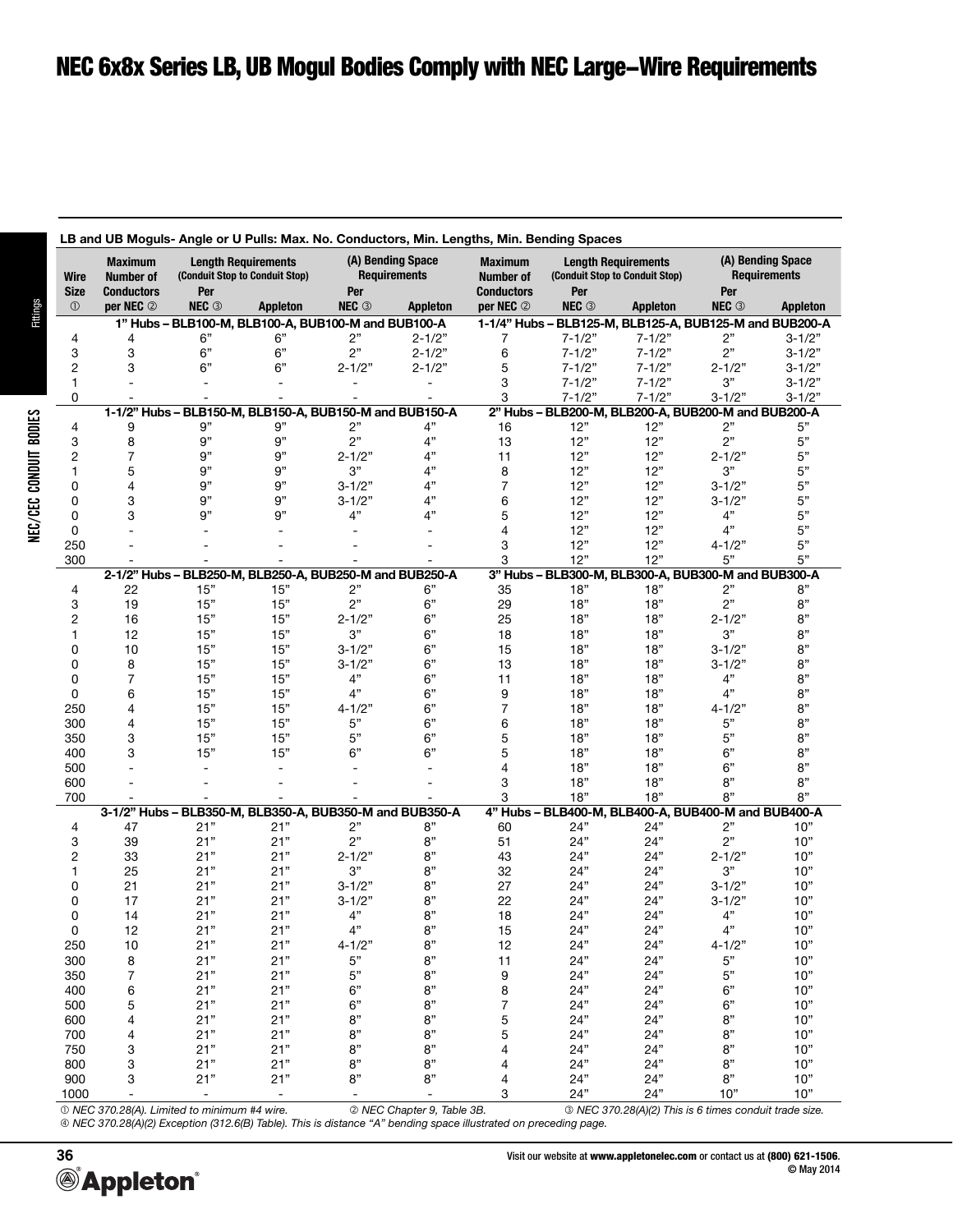# NEC 6x8x Series LB, UB Mogul Bodies Comply with NEC Large–Wire Requirements

**LB and UB Moguls- Angle or U Pulls: Max. No. Conductors, Min. Lengths, Min. Bending Spaces**

| Wire Size ① | Maximum Number of Conductors per NEC ② | Length Requirements (Conduit Stop to Conduit Stop) Per NEC ③ | Length Requirements Appleton | (A) Bending Space Requirements Per NEC ③ | (A) Bending Space Requirements Appleton | Maximum Number of Conductors per NEC ② | Length Requirements (Conduit Stop to Conduit Stop) Per NEC ③ | Length Requirements Appleton | (A) Bending Space Requirements Per NEC ③ | (A) Bending Space Requirements Appleton |
|---|---|---|---|---|---|---|---|---|---|---|
| | **1" Hubs – BLB100-M, BLB100-A, BUB100-M and BUB100-A** | | | | | **1-1/4" Hubs – BLB125-M, BLB125-A, BUB125-M and BUB200-A** | | | | |
| 4 | 4 | 6" | 6" | 2" | 2-1/2" | 7 | 7-1/2" | 7-1/2" | 2" | 3-1/2" |
| 3 | 3 | 6" | 6" | 2" | 2-1/2" | 6 | 7-1/2" | 7-1/2" | 2" | 3-1/2" |
| 2 | 3 | 6" | 6" | 2-1/2" | 2-1/2" | 5 | 7-1/2" | 7-1/2" | 2-1/2" | 3-1/2" |
| 1 | - | - | - | - | - | 3 | 7-1/2" | 7-1/2" | 3" | 3-1/2" |
| 0 | - | - | - | - | - | 3 | 7-1/2" | 7-1/2" | 3-1/2" | 3-1/2" |
| | **1-1/2" Hubs – BLB150-M, BLB150-A, BUB150-M and BUB150-A** | | | | | **2" Hubs – BLB200-M, BLB200-A, BUB200-M and BUB200-A** | | | | |
| 4 | 9 | 9" | 9" | 2" | 4" | 16 | 12" | 12" | 2" | 5" |
| 3 | 8 | 9" | 9" | 2" | 4" | 13 | 12" | 12" | 2" | 5" |
| 2 | 7 | 9" | 9" | 2-1/2" | 4" | 11 | 12" | 12" | 2-1/2" | 5" |
| 1 | 5 | 9" | 9" | 3" | 4" | 8 | 12" | 12" | 3" | 5" |
| 0 | 4 | 9" | 9" | 3-1/2" | 4" | 7 | 12" | 12" | 3-1/2" | 5" |
| 0 | 3 | 9" | 9" | 3-1/2" | 4" | 6 | 12" | 12" | 3-1/2" | 5" |
| 0 | 3 | 9" | 9" | 4" | 4" | 5 | 12" | 12" | 4" | 5" |
| 0 | - | - | - | - | - | 4 | 12" | 12" | 4" | 5" |
| 250 | - | - | - | - | - | 3 | 12" | 12" | 4-1/2" | 5" |
| 300 | - | - | - | - | - | 3 | 12" | 12" | 5" | 5" |
| | **2-1/2" Hubs – BLB250-M, BLB250-A, BUB250-M and BUB250-A** | | | | | **3" Hubs – BLB300-M, BLB300-A, BUB300-M and BUB300-A** | | | | |
| 4 | 22 | 15" | 15" | 2" | 6" | 35 | 18" | 18" | 2" | 8" |
| 3 | 19 | 15" | 15" | 2" | 6" | 29 | 18" | 18" | 2" | 8" |
| 2 | 16 | 15" | 15" | 2-1/2" | 6" | 25 | 18" | 18" | 2-1/2" | 8" |
| 1 | 12 | 15" | 15" | 3" | 6" | 18 | 18" | 18" | 3" | 8" |
| 0 | 10 | 15" | 15" | 3-1/2" | 6" | 15 | 18" | 18" | 3-1/2" | 8" |
| 0 | 8 | 15" | 15" | 3-1/2" | 6" | 13 | 18" | 18" | 3-1/2" | 8" |
| 0 | 7 | 15" | 15" | 4" | 6" | 11 | 18" | 18" | 4" | 8" |
| 0 | 6 | 15" | 15" | 4" | 6" | 9 | 18" | 18" | 4" | 8" |
| 250 | 4 | 15" | 15" | 4-1/2" | 6" | 7 | 18" | 18" | 4-1/2" | 8" |
| 300 | 4 | 15" | 15" | 5" | 6" | 6 | 18" | 18" | 5" | 8" |
| 350 | 3 | 15" | 15" | 5" | 6" | 5 | 18" | 18" | 5" | 8" |
| 400 | 3 | 15" | 15" | 6" | 6" | 5 | 18" | 18" | 6" | 8" |
| 500 | - | - | - | - | - | 4 | 18" | 18" | 6" | 8" |
| 600 | - | - | - | - | - | 3 | 18" | 18" | 8" | 8" |
| 700 | - | - | - | - | - | 3 | 18" | 18" | 8" | 8" |
| | **3-1/2" Hubs – BLB350-M, BLB350-A, BUB350-M and BUB350-A** | | | | | **4" Hubs – BLB400-M, BLB400-A, BUB400-M and BUB400-A** | | | | |
| 4 | 47 | 21" | 21" | 2" | 8" | 60 | 24" | 24" | 2" | 10" |
| 3 | 39 | 21" | 21" | 2" | 8" | 51 | 24" | 24" | 2" | 10" |
| 2 | 33 | 21" | 21" | 2-1/2" | 8" | 43 | 24" | 24" | 2-1/2" | 10" |
| 1 | 25 | 21" | 21" | 3" | 8" | 32 | 24" | 24" | 3" | 10" |
| 0 | 21 | 21" | 21" | 3-1/2" | 8" | 27 | 24" | 24" | 3-1/2" | 10" |
| 0 | 17 | 21" | 21" | 3-1/2" | 8" | 22 | 24" | 24" | 3-1/2" | 10" |
| 0 | 14 | 21" | 21" | 4" | 8" | 18 | 24" | 24" | 4" | 10" |
| 0 | 12 | 21" | 21" | 4" | 8" | 15 | 24" | 24" | 4" | 10" |
| 250 | 10 | 21" | 21" | 4-1/2" | 8" | 12 | 24" | 24" | 4-1/2" | 10" |
| 300 | 8 | 21" | 21" | 5" | 8" | 11 | 24" | 24" | 5" | 10" |
| 350 | 7 | 21" | 21" | 5" | 8" | 9 | 24" | 24" | 5" | 10" |
| 400 | 6 | 21" | 21" | 6" | 8" | 8 | 24" | 24" | 6" | 10" |
| 500 | 5 | 21" | 21" | 6" | 8" | 7 | 24" | 24" | 6" | 10" |
| 600 | 4 | 21" | 21" | 8" | 8" | 5 | 24" | 24" | 8" | 10" |
| 700 | 4 | 21" | 21" | 8" | 8" | 5 | 24" | 24" | 8" | 10" |
| 750 | 3 | 21" | 21" | 8" | 8" | 4 | 24" | 24" | 8" | 10" |
| 800 | 3 | 21" | 21" | 8" | 8" | 4 | 24" | 24" | 8" | 10" |
| 900 | 3 | 21" | 21" | 8" | 8" | 4 | 24" | 24" | 8" | 10" |
| 1000 | - | - | - | - | - | 3 | 24" | 24" | 10" | 10" |

① NEC 370.28(A). Limited to minimum #4 wire. ② NEC Chapter 9, Table 3B. ③ NEC 370.28(A)(2) This is 6 times conduit trade size.
④ NEC 370.28(A)(2) Exception (312.6(B) Table). This is distance "A" bending space illustrated on preceding page.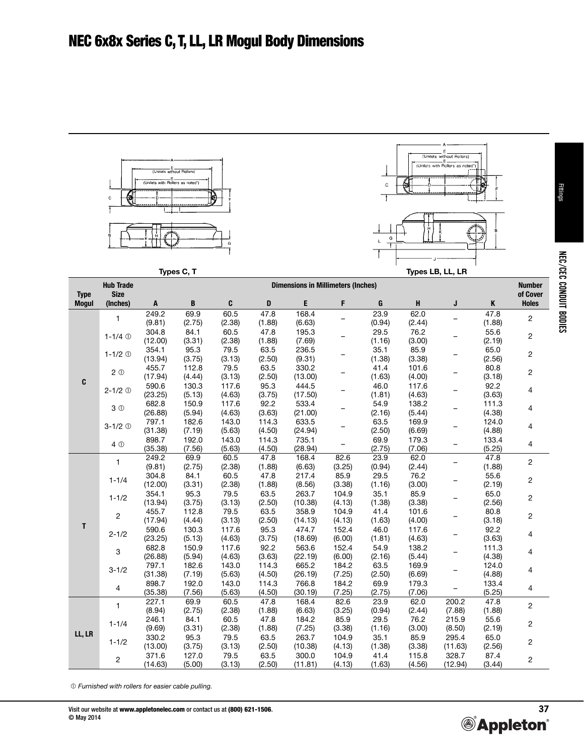# NEC 6x8x Series C, T, LL, LR Mogul Body Dimensions

Types C, T

Types LB, LL, LR

| Type Mogul | Hub Trade Size (Inches) | Dimensions in Millimeters (Inches) | | | | | | | | | | Number of Cover Holes |
|---|---|---|---|---|---|---|---|---|---|---|---|---|
| | | A | B | C | D | E | F | G | H | J | K | |
| C | 1 | 249.2 (9.81) | 69.9 (2.75) | 60.5 (2.38) | 47.8 (1.88) | 168.4 (6.63) | – | 23.9 (0.94) | 62.0 (2.44) | – | 47.8 (1.88) | 2 |
| | 1-1/4 ① | 304.8 (12.00) | 84.1 (3.31) | 60.5 (2.38) | 47.8 (1.88) | 195.3 (7.69) | – | 29.5 (1.16) | 76.2 (3.00) | – | 55.6 (2.19) | 2 |
| | 1-1/2 ① | 354.1 (13.94) | 95.3 (3.75) | 79.5 (3.13) | 63.5 (2.50) | 236.5 (9.31) | – | 35.1 (1.38) | 85.9 (3.38) | – | 65.0 (2.56) | 2 |
| | 2 ① | 455.7 (17.94) | 112.8 (4.44) | 79.5 (3.13) | 63.5 (2.50) | 330.2 (13.00) | – | 41.4 (1.63) | 101.6 (4.00) | – | 80.8 (3.18) | 2 |
| | 2-1/2 ① | 590.6 (23.25) | 130.3 (5.13) | 117.6 (4.63) | 95.3 (3.75) | 444.5 (17.50) | – | 46.0 (1.81) | 117.6 (4.63) | – | 92.2 (3.63) | 4 |
| | 3 ① | 682.8 (26.88) | 150.9 (5.94) | 117.6 (4.63) | 92.2 (3.63) | 533.4 (21.00) | – | 54.9 (2.16) | 138.2 (5.44) | – | 111.3 (4.38) | 4 |
| | 3-1/2 ① | 797.1 (31.38) | 182.6 (7.19) | 143.0 (5.63) | 114.3 (4.50) | 633.5 (24.94) | – | 63.5 (2.50) | 169.9 (6.69) | – | 124.0 (4.88) | 4 |
| | 4 ① | 898.7 (35.38) | 192.0 (7.56) | 143.0 (5.63) | 114.3 (4.50) | 735.1 (28.94) | – | 69.9 (2.75) | 179.3 (7.06) | – | 133.4 (5.25) | 4 |
| T | 1 | 249.2 (9.81) | 69.9 (2.75) | 60.5 (2.38) | 47.8 (1.88) | 168.4 (6.63) | 82.6 (3.25) | 23.9 (0.94) | 62.0 (2.44) | – | 47.8 (1.88) | 2 |
| | 1-1/4 | 304.8 (12.00) | 84.1 (3.31) | 60.5 (2.38) | 47.8 (1.88) | 217.4 (8.56) | 85.9 (3.38) | 29.5 (1.16) | 76.2 (3.00) | – | 55.6 (2.19) | 2 |
| | 1-1/2 | 354.1 (13.94) | 95.3 (3.75) | 79.5 (3.13) | 63.5 (2.50) | 263.7 (10.38) | 104.9 (4.13) | 35.1 (1.38) | 85.9 (3.38) | – | 65.0 (2.56) | 2 |
| | 2 | 455.7 (17.94) | 112.8 (4.44) | 79.5 (3.13) | 63.5 (2.50) | 358.9 (14.13) | 104.9 (4.13) | 41.4 (1.63) | 101.6 (4.00) | – | 80.8 (3.18) | 2 |
| | 2-1/2 | 590.6 (23.25) | 130.3 (5.13) | 117.6 (4.63) | 95.3 (3.75) | 474.7 (18.69) | 152.4 (6.00) | 46.0 (1.81) | 117.6 (4.63) | – | 92.2 (3.63) | 4 |
| | 3 | 682.8 (26.88) | 150.9 (5.94) | 117.6 (4.63) | 92.2 (3.63) | 563.6 (22.19) | 152.4 (6.00) | 54.9 (2.16) | 138.2 (5.44) | – | 111.3 (4.38) | 4 |
| | 3-1/2 | 797.1 (31.38) | 182.6 (7.19) | 143.0 (5.63) | 114.3 (4.50) | 665.2 (26.19) | 184.2 (7.25) | 63.5 (2.50) | 169.9 (6.69) | – | 124.0 (4.88) | 4 |
| | 4 | 898.7 (35.38) | 192.0 (7.56) | 143.0 (5.63) | 114.3 (4.50) | 766.8 (30.19) | 184.2 (7.25) | 69.9 (2.75) | 179.3 (7.06) | – | 133.4 (5.25) | 4 |
| LL, LR | 1 | 227.1 (8.94) | 69.9 (2.75) | 60.5 (2.38) | 47.8 (1.88) | 168.4 (6.63) | 82.6 (3.25) | 23.9 (0.94) | 62.0 (2.44) | 200.2 (7.88) | 47.8 (1.88) | 2 |
| | 1-1/4 | 246.1 (9.69) | 84.1 (3.31) | 60.5 (2.38) | 47.8 (1.88) | 184.2 (7.25) | 85.9 (3.38) | 29.5 (1.16) | 76.2 (3.00) | 215.9 (8.50) | 55.6 (2.19) | 2 |
| | 1-1/2 | 330.2 (13.00) | 95.3 (3.75) | 79.5 (3.13) | 63.5 (2.50) | 263.7 (10.38) | 104.9 (4.13) | 35.1 (1.38) | 85.9 (3.38) | 295.4 (11.63) | 65.0 (2.56) | 2 |
| | 2 | 371.6 (14.63) | 127.0 (5.00) | 79.5 (3.13) | 63.5 (2.50) | 300.0 (11.81) | 104.9 (4.13) | 41.4 (1.63) | 115.8 (4.56) | 328.7 (12.94) | 87.4 (3.44) | 2 |

① *Furnished with rollers for easier cable pulling.*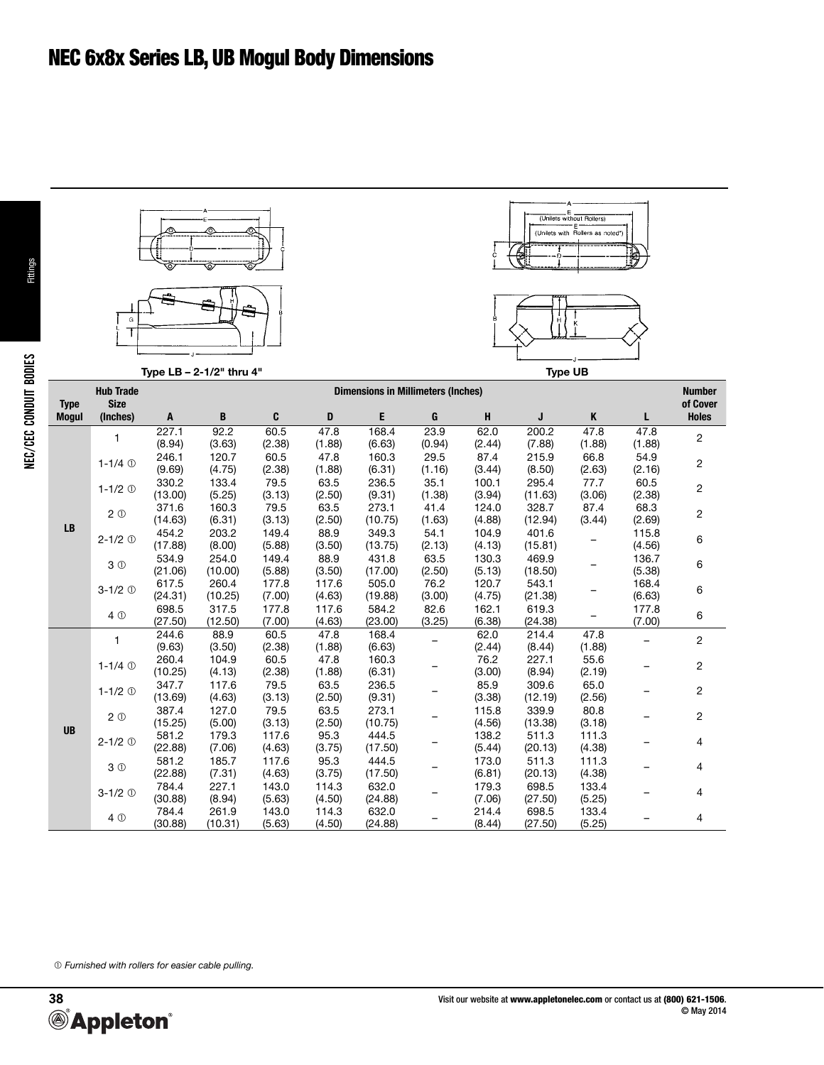# NEC 6x8x Series LB, UB Mogul Body Dimensions

Type LB – 2-1/2" thru 4"

Type UB

E (Unilets without Rollers)

E (Unilets with Rollers as noted①)

| Type Mogul | Hub Trade Size (Inches) | Dimensions in Millimeters (Inches) | | | | | | | | | | Number of Cover Holes |
|---|---|---|---|---|---|---|---|---|---|---|---|---|
| | | A | B | C | D | E | G | H | J | K | L | |
| LB | 1 | 227.1 (8.94) | 92.2 (3.63) | 60.5 (2.38) | 47.8 (1.88) | 168.4 (6.63) | 23.9 (0.94) | 62.0 (2.44) | 200.2 (7.88) | 47.8 (1.88) | 47.8 (1.88) | 2 |
| | 1-1/4 ① | 246.1 (9.69) | 120.7 (4.75) | 60.5 (2.38) | 47.8 (1.88) | 160.3 (6.31) | 29.5 (1.16) | 87.4 (3.44) | 215.9 (8.50) | 66.8 (2.63) | 54.9 (2.16) | 2 |
| | 1-1/2 ① | 330.2 (13.00) | 133.4 (5.25) | 79.5 (3.13) | 63.5 (2.50) | 236.5 (9.31) | 35.1 (1.38) | 100.1 (3.94) | 295.4 (11.63) | 77.7 (3.06) | 60.5 (2.38) | 2 |
| | 2 ① | 371.6 (14.63) | 160.3 (6.31) | 79.5 (3.13) | 63.5 (2.50) | 273.1 (10.75) | 41.4 (1.63) | 124.0 (4.88) | 328.7 (12.94) | 87.4 (3.44) | 68.3 (2.69) | 2 |
| | 2-1/2 ① | 454.2 (17.88) | 203.2 (8.00) | 149.4 (5.88) | 88.9 (3.50) | 349.3 (13.75) | 54.1 (2.13) | 104.9 (4.13) | 401.6 (15.81) | – | 115.8 (4.56) | 6 |
| | 3 ① | 534.9 (21.06) | 254.0 (10.00) | 149.4 (5.88) | 88.9 (3.50) | 431.8 (17.00) | 63.5 (2.50) | 130.3 (5.13) | 469.9 (18.50) | – | 136.7 (5.38) | 6 |
| | 3-1/2 ① | 617.5 (24.31) | 260.4 (10.25) | 177.8 (7.00) | 117.6 (4.63) | 505.0 (19.88) | 76.2 (3.00) | 120.7 (4.75) | 543.1 (21.38) | – | 168.4 (6.63) | 6 |
| | 4 ① | 698.5 (27.50) | 317.5 (12.50) | 177.8 (7.00) | 117.6 (4.63) | 584.2 (23.00) | 82.6 (3.25) | 162.1 (6.38) | 619.3 (24.38) | – | 177.8 (7.00) | 6 |
| UB | 1 | 244.6 (9.63) | 88.9 (3.50) | 60.5 (2.38) | 47.8 (1.88) | 168.4 (6.63) | – | 62.0 (2.44) | 214.4 (8.44) | 47.8 (1.88) | – | 2 |
| | 1-1/4 ① | 260.4 (10.25) | 104.9 (4.13) | 60.5 (2.38) | 47.8 (1.88) | 160.3 (6.31) | – | 76.2 (3.00) | 227.1 (8.94) | 55.6 (2.19) | – | 2 |
| | 1-1/2 ① | 347.7 (13.69) | 117.6 (4.63) | 79.5 (3.13) | 63.5 (2.50) | 236.5 (9.31) | – | 85.9 (3.38) | 309.6 (12.19) | 65.0 (2.56) | – | 2 |
| | 2 ① | 387.4 (15.25) | 127.0 (5.00) | 79.5 (3.13) | 63.5 (2.50) | 273.1 (10.75) | – | 115.8 (4.56) | 339.9 (13.38) | 80.8 (3.18) | – | 2 |
| | 2-1/2 ① | 581.2 (22.88) | 179.3 (7.06) | 117.6 (4.63) | 95.3 (3.75) | 444.5 (17.50) | – | 138.2 (5.44) | 511.3 (20.13) | 111.3 (4.38) | – | 4 |
| | 3 ① | 581.2 (22.88) | 185.7 (7.31) | 117.6 (4.63) | 95.3 (3.75) | 444.5 (17.50) | – | 173.0 (6.81) | 511.3 (20.13) | 111.3 (4.38) | – | 4 |
| | 3-1/2 ① | 784.4 (30.88) | 227.1 (8.94) | 143.0 (5.63) | 114.3 (4.50) | 632.0 (24.88) | – | 179.3 (7.06) | 698.5 (27.50) | 133.4 (5.25) | – | 4 |
| | 4 ① | 784.4 (30.88) | 261.9 (10.31) | 143.0 (5.63) | 114.3 (4.50) | 632.0 (24.88) | – | 214.4 (8.44) | 698.5 (27.50) | 133.4 (5.25) | – | 4 |

*① Furnished with rollers for easier cable pulling.*